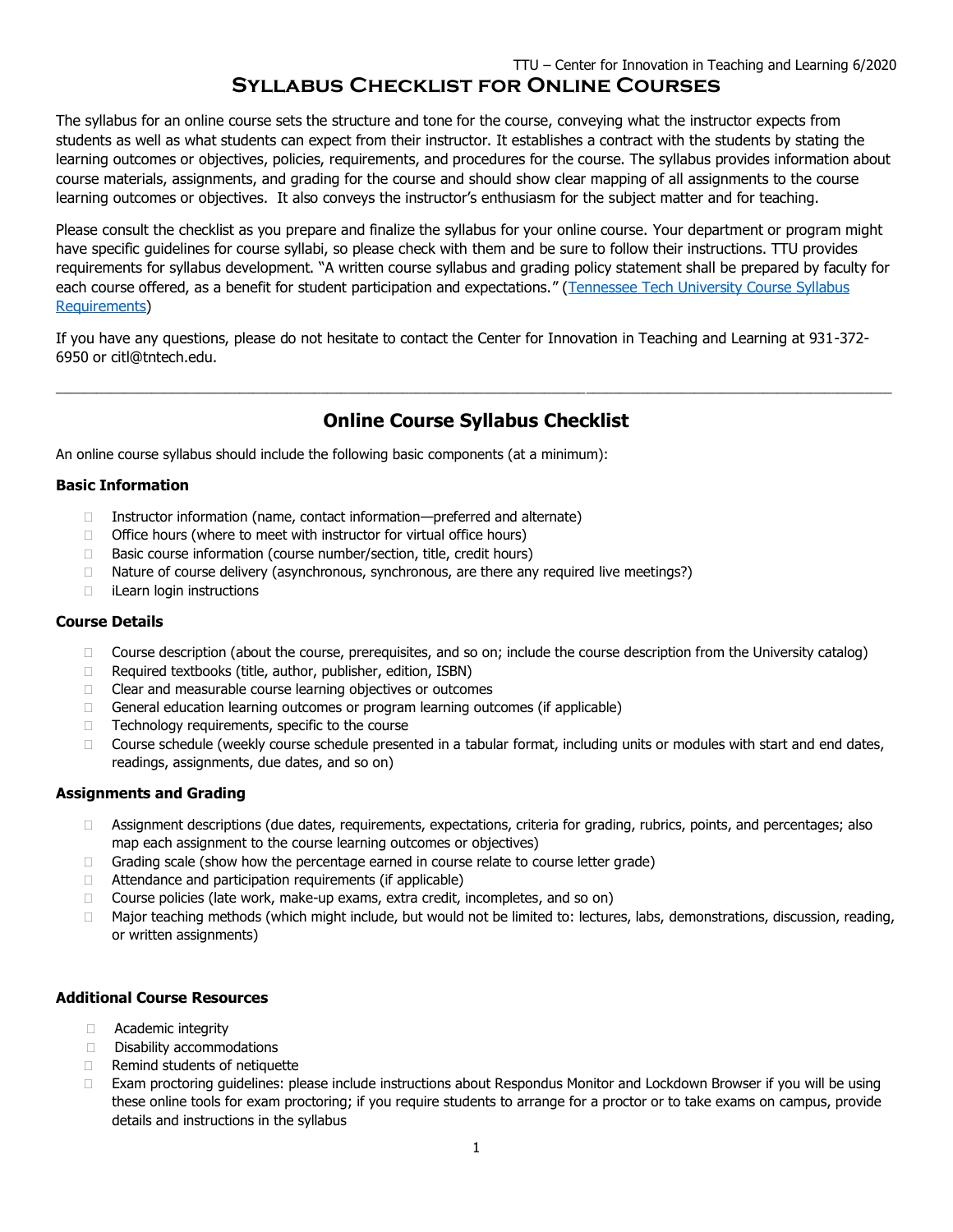TTU – Center for Innovation in Teaching and Learning 6/2020

# Syllabus Checklist for Online Courses

The syllabus for an online course sets the structure and tone for the course, conveying what the instructor expects from students as well as what students can expect from their instructor. It establishes a contract with the students by stating the learning outcomes or objectives, policies, requirements, and procedures for the course. The syllabus provides information about course materials, assignments, and grading for the course and should show clear mapping of all assignments to the course learning outcomes or objectives. It also conveys the instructor's enthusiasm for the subject matter and for teaching.

Please consult the checklist as you prepare and finalize the syllabus for your online course. Your department or program might have specific guidelines for course syllabi, so please check with them and be sure to follow their instructions. TTU provides requirements for syllabus development. "A written course syllabus and grading policy statement shall be prepared by faculty for each course offered, as a benefit for student participation and expectations." (Tennessee Tech University Course Syllabus Requirements)

If you have any questions, please do not hesitate to contact the Center for Innovation in Teaching and Learning at 931-372-6950 or citl@tntech.edu.

---

## Online Course Syllabus Checklist

An online course syllabus should include the following basic components (at a minimum):

### Basic Information

- ☐ Instructor information (name, contact information—preferred and alternate)
- ☐ Office hours (where to meet with instructor for virtual office hours)
- ☐ Basic course information (course number/section, title, credit hours)
- ☐ Nature of course delivery (asynchronous, synchronous, are there any required live meetings?)
- ☐ iLearn login instructions

### Course Details

- ☐ Course description (about the course, prerequisites, and so on; include the course description from the University catalog)
- ☐ Required textbooks (title, author, publisher, edition, ISBN)
- ☐ Clear and measurable course learning objectives or outcomes
- ☐ General education learning outcomes or program learning outcomes (if applicable)
- ☐ Technology requirements, specific to the course
- ☐ Course schedule (weekly course schedule presented in a tabular format, including units or modules with start and end dates, readings, assignments, due dates, and so on)

### Assignments and Grading

- ☐ Assignment descriptions (due dates, requirements, expectations, criteria for grading, rubrics, points, and percentages; also map each assignment to the course learning outcomes or objectives)
- ☐ Grading scale (show how the percentage earned in course relate to course letter grade)
- ☐ Attendance and participation requirements (if applicable)
- ☐ Course policies (late work, make-up exams, extra credit, incompletes, and so on)
- ☐ Major teaching methods (which might include, but would not be limited to: lectures, labs, demonstrations, discussion, reading, or written assignments)

### Additional Course Resources

- ☐ Academic integrity
- ☐ Disability accommodations
- ☐ Remind students of netiquette
- ☐ Exam proctoring guidelines: please include instructions about Respondus Monitor and Lockdown Browser if you will be using these online tools for exam proctoring; if you require students to arrange for a proctor or to take exams on campus, provide details and instructions in the syllabus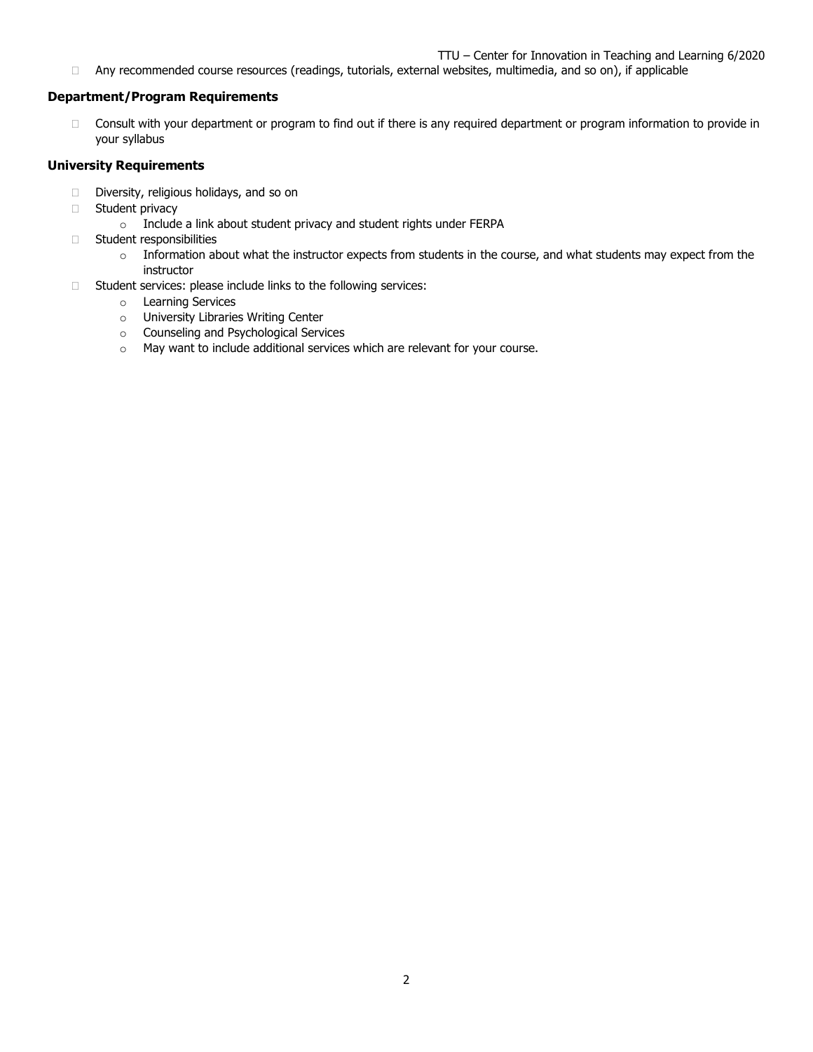- Any recommended course resources (readings, tutorials, external websites, multimedia, and so on), if applicable

**Department/Program Requirements**

- Consult with your department or program to find out if there is any required department or program information to provide in your syllabus

**University Requirements**

- Diversity, religious holidays, and so on
- Student privacy
  - Include a link about student privacy and student rights under FERPA
- Student responsibilities
  - Information about what the instructor expects from students in the course, and what students may expect from the instructor
- Student services: please include links to the following services:
  - Learning Services
  - University Libraries Writing Center
  - Counseling and Psychological Services
  - May want to include additional services which are relevant for your course.